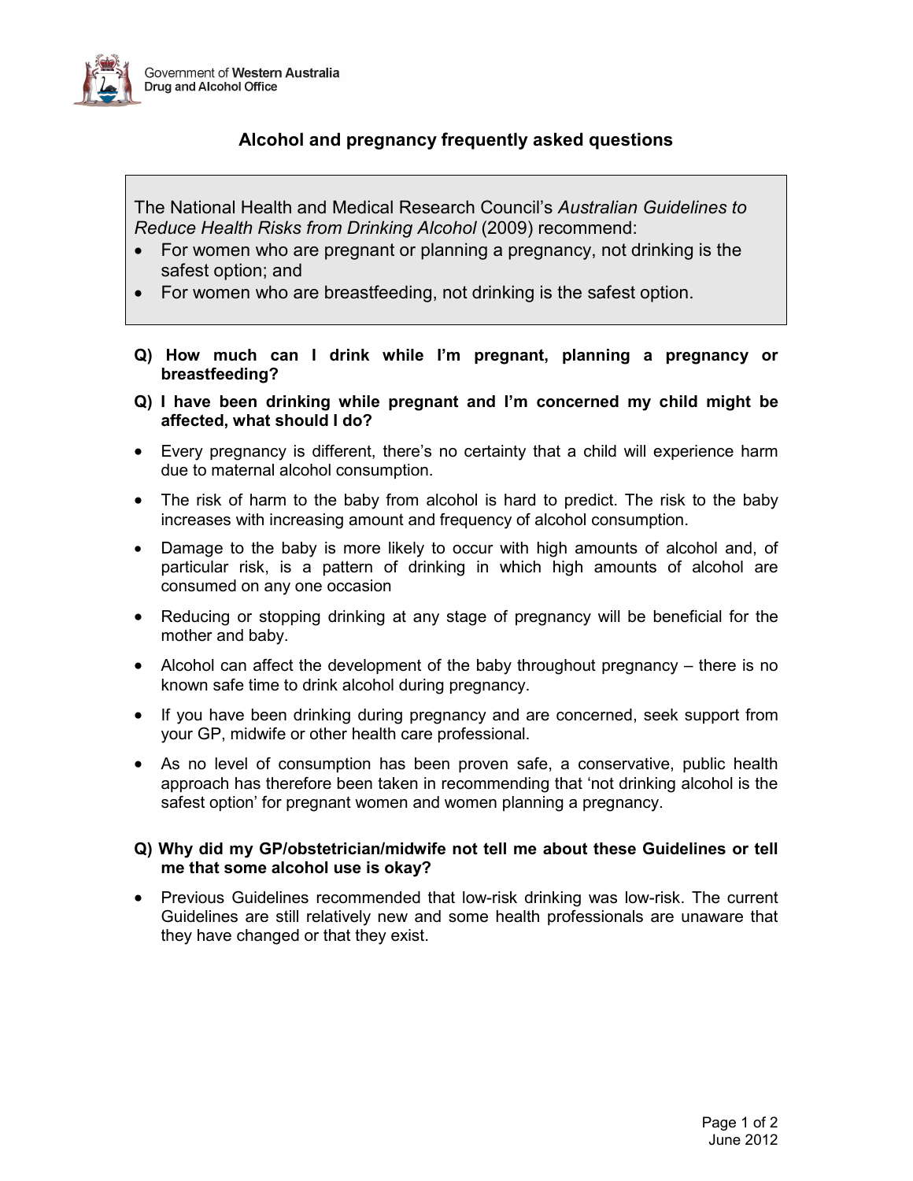Government of **Western Australia**
**Drug and Alcohol Office**

# Alcohol and pregnancy frequently asked questions

> The National Health and Medical Research Council's *Australian Guidelines to Reduce Health Risks from Drinking Alcohol* (2009) recommend:
> - For women who are pregnant or planning a pregnancy, not drinking is the safest option; and
> - For women who are breastfeeding, not drinking is the safest option.

**Q) How much can I drink while I'm pregnant, planning a pregnancy or breastfeeding?**

**Q) I have been drinking while pregnant and I'm concerned my child might be affected, what should I do?**

- Every pregnancy is different, there's no certainty that a child will experience harm due to maternal alcohol consumption.
- The risk of harm to the baby from alcohol is hard to predict. The risk to the baby increases with increasing amount and frequency of alcohol consumption.
- Damage to the baby is more likely to occur with high amounts of alcohol and, of particular risk, is a pattern of drinking in which high amounts of alcohol are consumed on any one occasion
- Reducing or stopping drinking at any stage of pregnancy will be beneficial for the mother and baby.
- Alcohol can affect the development of the baby throughout pregnancy – there is no known safe time to drink alcohol during pregnancy.
- If you have been drinking during pregnancy and are concerned, seek support from your GP, midwife or other health care professional.
- As no level of consumption has been proven safe, a conservative, public health approach has therefore been taken in recommending that 'not drinking alcohol is the safest option' for pregnant women and women planning a pregnancy.

**Q) Why did my GP/obstetrician/midwife not tell me about these Guidelines or tell me that some alcohol use is okay?**

- Previous Guidelines recommended that low-risk drinking was low-risk. The current Guidelines are still relatively new and some health professionals are unaware that they have changed or that they exist.

June 2012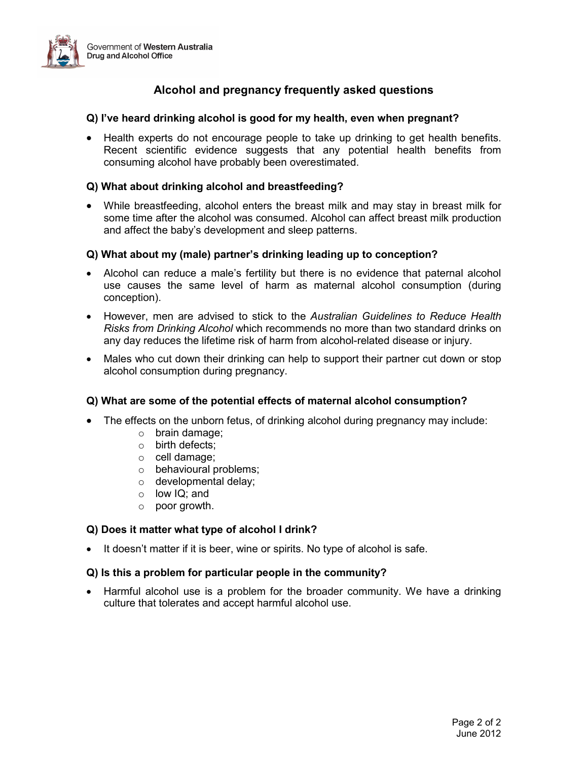Government of **Western Australia**
**Drug and Alcohol Office**

## Alcohol and pregnancy frequently asked questions

### Q) I've heard drinking alcohol is good for my health, even when pregnant?

- Health experts do not encourage people to take up drinking to get health benefits. Recent scientific evidence suggests that any potential health benefits from consuming alcohol have probably been overestimated.

### Q) What about drinking alcohol and breastfeeding?

- While breastfeeding, alcohol enters the breast milk and may stay in breast milk for some time after the alcohol was consumed. Alcohol can affect breast milk production and affect the baby's development and sleep patterns.

### Q) What about my (male) partner's drinking leading up to conception?

- Alcohol can reduce a male's fertility but there is no evidence that paternal alcohol use causes the same level of harm as maternal alcohol consumption (during conception).
- However, men are advised to stick to the *Australian Guidelines to Reduce Health Risks from Drinking Alcohol* which recommends no more than two standard drinks on any day reduces the lifetime risk of harm from alcohol-related disease or injury.
- Males who cut down their drinking can help to support their partner cut down or stop alcohol consumption during pregnancy.

### Q) What are some of the potential effects of maternal alcohol consumption?

- The effects on the unborn fetus, of drinking alcohol during pregnancy may include:
  - brain damage;
  - birth defects;
  - cell damage;
  - behavioural problems;
  - developmental delay;
  - low IQ; and
  - poor growth.

### Q) Does it matter what type of alcohol I drink?

- It doesn't matter if it is beer, wine or spirits. No type of alcohol is safe.

### Q) Is this a problem for particular people in the community?

- Harmful alcohol use is a problem for the broader community. We have a drinking culture that tolerates and accept harmful alcohol use.

June 2012